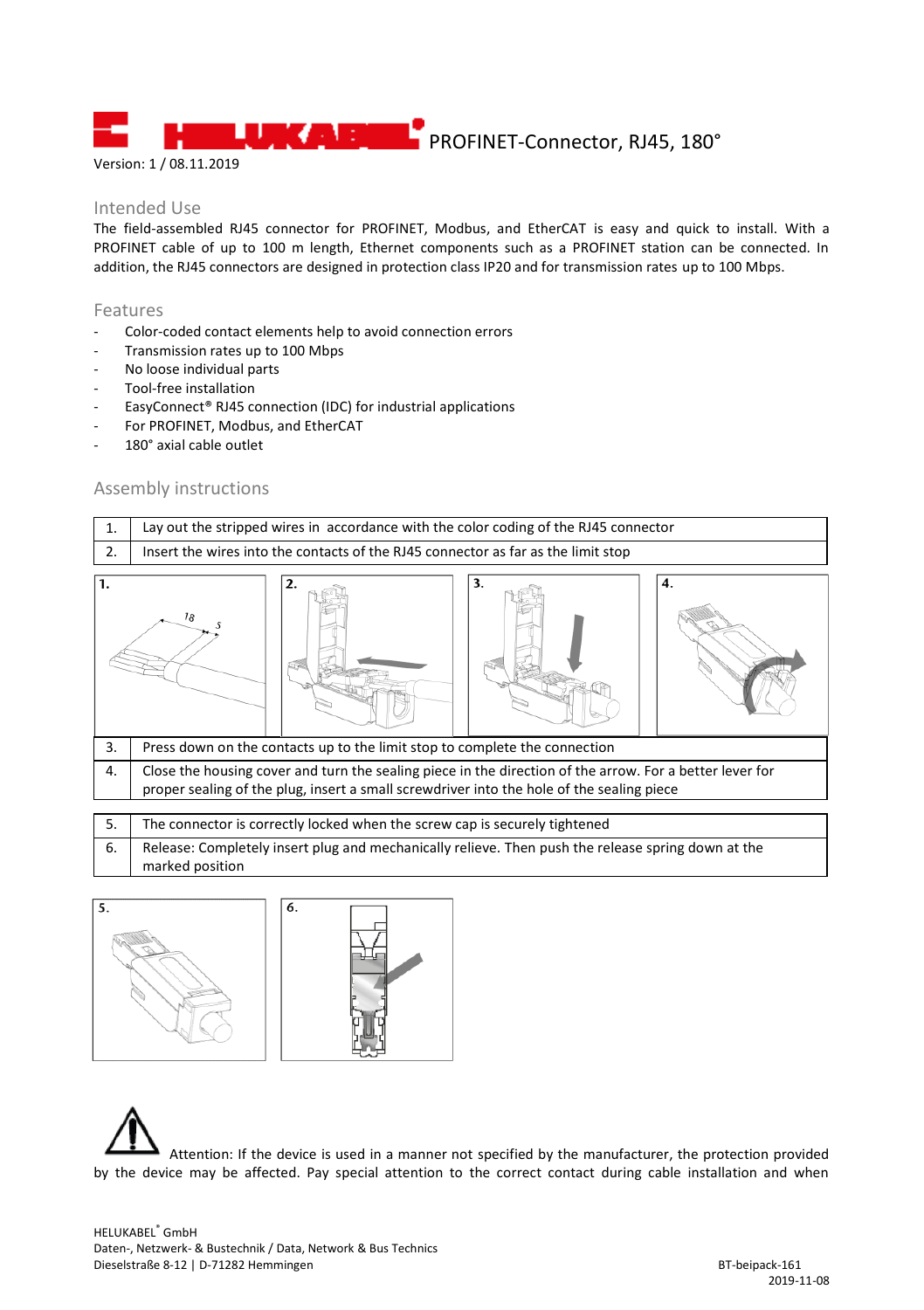# PROFINET-Connector, RJ45, 180°

Version: 1 / 08.11.2019

## Intended Use

The field-assembled RJ45 connector for PROFINET, Modbus, and EtherCAT is easy and quick to install. With a PROFINET cable of up to 100 m length, Ethernet components such as a PROFINET station can be connected. In addition, the RJ45 connectors are designed in protection class IP20 and for transmission rates up to 100 Mbps.

## Features

- Color-coded contact elements help to avoid connection errors
- Transmission rates up to 100 Mbps
- No loose individual parts
- Tool-free installation
- EasyConnect® RJ45 connection (IDC) for industrial applications
- For PROFINET, Modbus, and EtherCAT
- 180° axial cable outlet

## Assembly instructions

| | |
|---|---|
| 1. | Lay out the stripped wires in accordance with the color coding of the RJ45 connector |
| 2. | Insert the wires into the contacts of the RJ45 connector as far as the limit stop |

| | |
|---|---|
| 3. | Press down on the contacts up to the limit stop to complete the connection |
| 4. | Close the housing cover and turn the sealing piece in the direction of the arrow. For a better lever for proper sealing of the plug, insert a small screwdriver into the hole of the sealing piece |

| | |
|---|---|
| 5. | The connector is correctly locked when the screw cap is securely tightened |
| 6. | Release: Completely insert plug and mechanically relieve. Then push the release spring down at the marked position |

Attention: If the device is used in a manner not specified by the manufacturer, the protection provided by the device may be affected. Pay special attention to the correct contact during cable installation and when

HELUKABEL® GmbH
Daten-, Netzwerk- & Bustechnik / Data, Network & Bus Technics
Dieselstraße 8-12 | D-71282 Hemmingen

BT-beipack-161
2019-11-08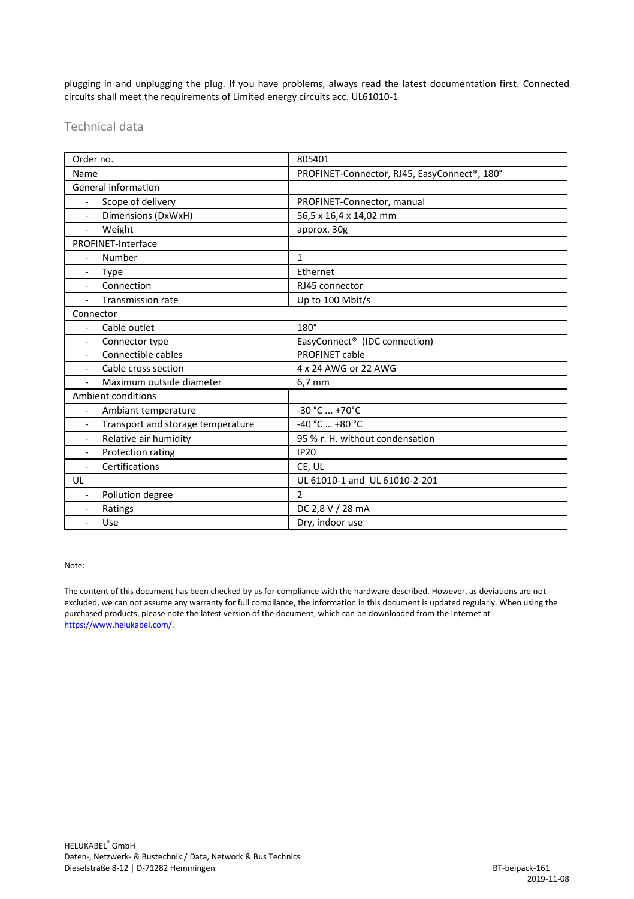plugging in and unplugging the plug. If you have problems, always read the latest documentation first. Connected circuits shall meet the requirements of Limited energy circuits acc. UL61010-1

## Technical data

| | |
|---|---|
| Order no. | 805401 |
| Name | PROFINET-Connector, RJ45, EasyConnect®, 180° |
| General information | |
| - Scope of delivery | PROFINET-Connector, manual |
| - Dimensions (DxWxH) | 56,5 x 16,4 x 14,02 mm |
| - Weight | approx. 30g |
| PROFINET-Interface | |
| - Number | 1 |
| - Type | Ethernet |
| - Connection | RJ45 connector |
| - Transmission rate | Up to 100 Mbit/s |
| Connector | |
| - Cable outlet | 180° |
| - Connector type | EasyConnect® (IDC connection) |
| - Connectible cables | PROFINET cable |
| - Cable cross section | 4 x 24 AWG or 22 AWG |
| - Maximum outside diameter | 6,7 mm |
| Ambient conditions | |
| - Ambiant temperature | -30 °C ... +70°C |
| - Transport and storage temperature | -40 °C … +80 °C |
| - Relative air humidity | 95 % r. H. without condensation |
| - Protection rating | IP20 |
| - Certifications | CE, UL |
| UL | UL 61010-1 and UL 61010-2-201 |
| - Pollution degree | 2 |
| - Ratings | DC 2,8 V / 28 mA |
| - Use | Dry, indoor use |

Note:

The content of this document has been checked by us for compliance with the hardware described. However, as deviations are not excluded, we can not assume any warranty for full compliance, the information in this document is updated regularly. When using the purchased products, please note the latest version of the document, which can be downloaded from the Internet at https://www.helukabel.com/.

HELUKABEL® GmbH
Daten-, Netzwerk- & Bustechnik / Data, Network & Bus Technics
Dieselstraße 8-12 | D-71282 Hemmingen

BT-beipack-161
2019-11-08